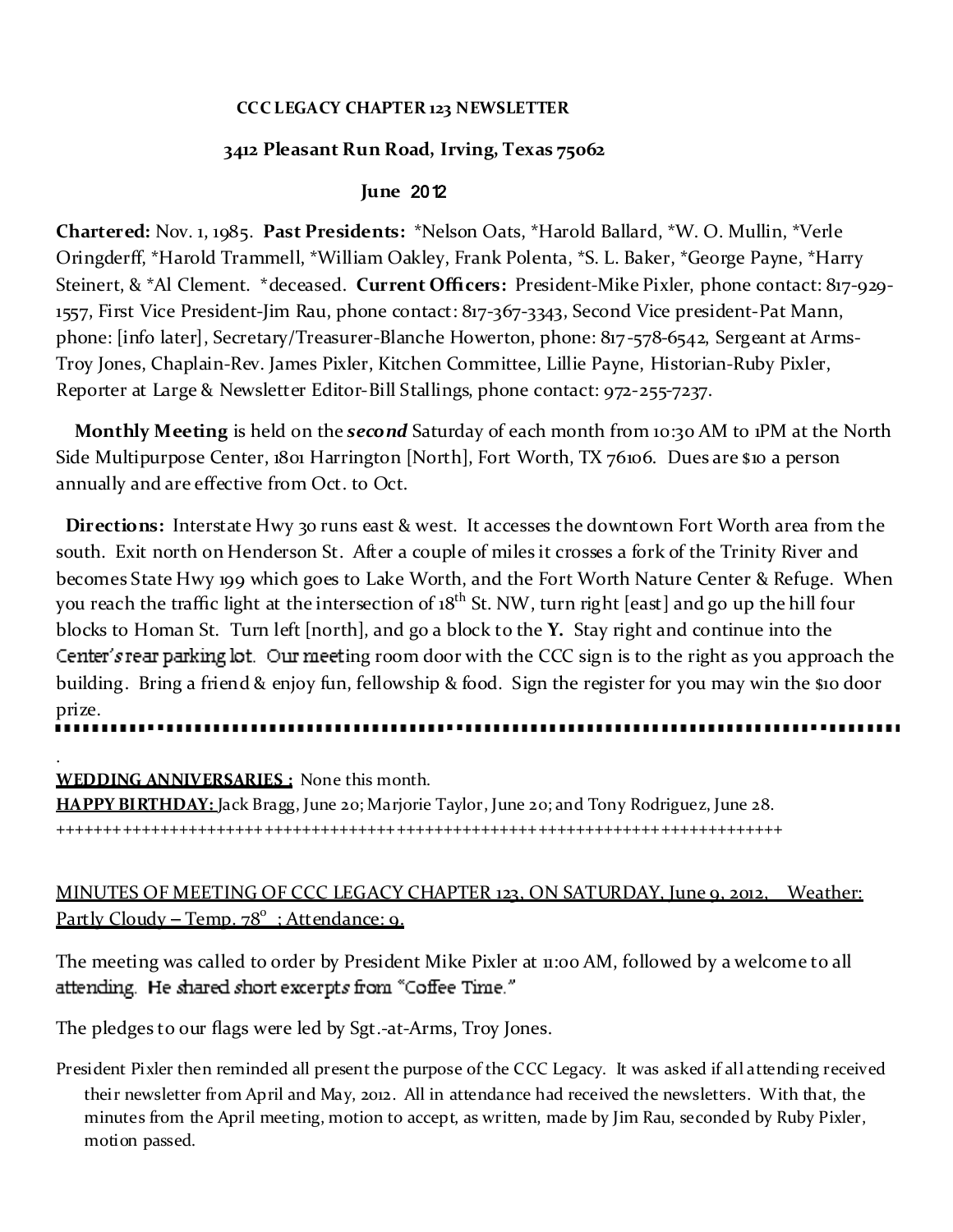**CCC LEGACY CHAPTER 123 NEWSLETTER**

**3412 Pleasant Run Road, Irving, Texas 75062**

**June 2012**

**Chartered:** Nov. 1, 1985. **Past Presidents:** *Nelson Oats, *Harold Ballard, *W. O. Mullin, *Verle Oringderff, *Harold Trammell, *William Oakley, Frank Polenta, *S. L. Baker, *George Payne, *Harry Steinert, & *Al Clement. *deceased. **Current Officers:** President-Mike Pixler, phone contact: 817-929-1557, First Vice President-Jim Rau, phone contact: 817-367-3343, Second Vice president-Pat Mann, phone: [info later], Secretary/Treasurer-Blanche Howerton, phone: 817-578-6542, Sergeant at Arms-Troy Jones, Chaplain-Rev. James Pixler, Kitchen Committee, Lillie Payne, Historian-Ruby Pixler, Reporter at Large & Newsletter Editor-Bill Stallings, phone contact: 972-255-7237.

**Monthly Meeting** is held on the ***second*** Saturday of each month from 10:30 AM to 1PM at the North Side Multipurpose Center, 1801 Harrington [North], Fort Worth, TX 76106. Dues are $10 a person annually and are effective from Oct. to Oct.

**Directions:** Interstate Hwy 30 runs east & west. It accesses the downtown Fort Worth area from the south. Exit north on Henderson St. After a couple of miles it crosses a fork of the Trinity River and becomes State Hwy 199 which goes to Lake Worth, and the Fort Worth Nature Center & Refuge. When you reach the traffic light at the intersection of 18th St. NW, turn right [east] and go up the hill four blocks to Homan St. Turn left [north], and go a block to the **Y.** Stay right and continue into the Center's rear parking lot. Our meeting room door with the CCC sign is to the right as you approach the building. Bring a friend & enjoy fun, fellowship & food. Sign the register for you may win the $10 door prize.

---

**WEDDING ANNIVERSARIES :** None this month.
**HAPPY BIRTHDAY:** Jack Bragg, June 20; Marjorie Taylor, June 20; and Tony Rodriguez, June 28.

++++++++++++++++++++++++++++++++++++++++++++++++++++++++++++++++++++++++++++++++++

MINUTES OF MEETING OF CCC LEGACY CHAPTER 123, ON SATURDAY, June 9, 2012, Weather: Partly Cloudy – Temp. 78° ; Attendance: 9.

The meeting was called to order by President Mike Pixler at 11:00 AM, followed by a welcome to all attending. He shared short excerpts from "Coffee Time."

The pledges to our flags were led by Sgt.-at-Arms, Troy Jones.

President Pixler then reminded all present the purpose of the CCC Legacy. It was asked if all attending received their newsletter from April and May, 2012. All in attendance had received the newsletters. With that, the minutes from the April meeting, motion to accept, as written, made by Jim Rau, seconded by Ruby Pixler, motion passed.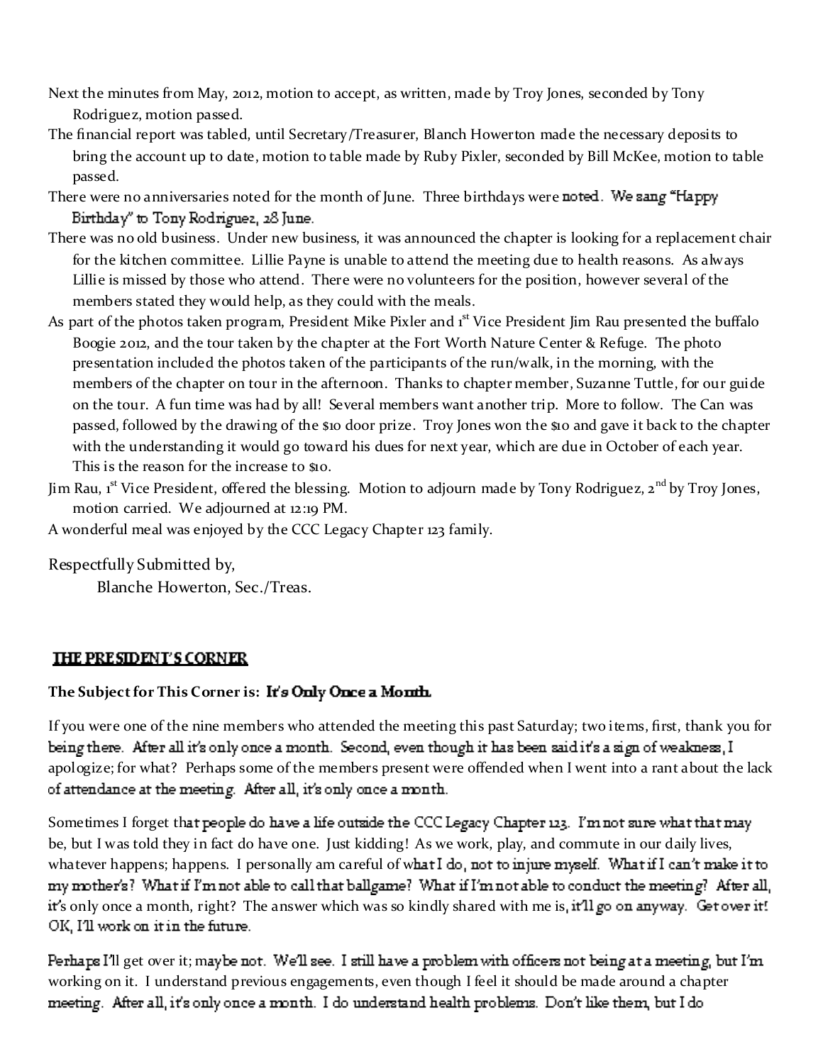Next the minutes from May, 2012, motion to accept, as written, made by Troy Jones, seconded by Tony Rodriguez, motion passed.

The financial report was tabled, until Secretary/Treasurer, Blanch Howerton made the necessary deposits to bring the account up to date, motion to table made by Ruby Pixler, seconded Bill McKee, motion to table passed.

There were no anniversaries noted for the month of June. Three birthdays were noted. We sang "Happy Birthday" to Tony Rodriguez, 28 June.

There was no old business. Under new business, it was announced the chapter is looking for a replacement chair for the kitchen committee. Lillie Payne is unable to attend the meeting due to health reasons. As always Lillie is missed by those who attend. There were no volunteers for the position, however several of the members stated they would help, as they could with the meals.

As part of the photos taken program, President Mike Pixler and 1st Vice President Jim Rau presented the buffalo Boogie 2012, and the tour taken by the chapter at the Fort Worth Nature Center & Refuge. The photo presentation included the photos taken of the participants of the run/walk, in the morning, with the members of the chapter on tour in the afternoon. Thanks to chapter member, Suzanne Tuttle, for our guide on the tour. A fun time was had by all! Several members want another trip. More to follow. The Can was passed, followed by the drawing of the $10 door prize. Troy Jones won the $10 and gave it back to the chapter with the understanding it would go toward his dues for next year, which are due in October of each year. This is the reason for the increase to $10.

Jim Rau, 1st Vice President, offered the blessing. Motion to adjourn made by Tony Rodriguez, 2nd by Troy Jones, motion carried. We adjourned at 12:19 PM.

A wonderful meal was enjoyed by the CCC Legacy Chapter 123 family.

Respectfully Submitted by,
Blanche Howerton, Sec./Treas.

## THE PRESIDENT'S CORNER

**The Subject for This Corner is: It's Only Once a Month.**

If you were one of the nine members who attended the meeting this past Saturday; two items, first, thank you for being there. After all it's only once a month. Second, even though it has been said it's a sign of weakness, I apologize; for what? Perhaps some of the members present were offended when I went into a rant about the lack of attendance at the meeting. After all, it's only once a month.

Sometimes I forget that people do have a life outside the CCC Legacy Chapter 123. I'm not sure what that may be, but I was told they in fact do have one. Just kidding! As we work, play, and commute in our daily lives, whatever happens; happens. I personally am careful of what I do, not to injure myself. What if I can't make it to my mother's? What if I'm not able to call that ballgame? What if I'm not able to conduct the meeting? After all, it's only once a month, right? The answer which was so kindly shared with me is, it'll go on anyway. Get over it! OK, I'll work on it in the future.

Perhaps I'll get over it; maybe not. We'll see. I still have a problem with officers not being at a meeting, but I'm working on it. I understand previous engagements, even though I feel it should be made around a chapter meeting. After all, it's only once a month. I do understand health problems. Don't like them, but I do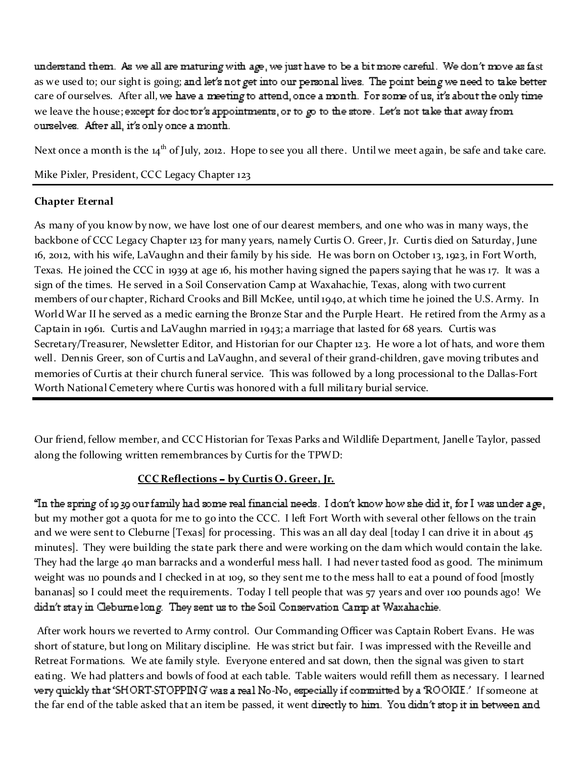understand them. As we all are maturing with age, we just have to be a bit more careful. We don't move as fast as we used to; our sight is going; and let's not get into our personal lives. The point being we need to take better care of ourselves. After all, we have a meeting to attend, once a month. For some of us, it's about the only time we leave the house; except for doctor's appointments, or to go to the store. Let's not take that away from ourselves. After all, it's only once a month.

Next once a month is the 14th of July, 2012. Hope to see you all there. Until we meet again, be safe and take care.

Mike Pixler, President, CCC Legacy Chapter 123

---

**Chapter Eternal**

As many of you know by now, we have lost one of our dearest members, and one who was in many ways, the backbone of CCC Legacy Chapter 123 for many years, namely Curtis O. Greer, Jr. Curtis died on Saturday, June 16, 2012, with his wife, LaVaughn and their family by his side. He was born on October 13, 1923, in Fort Worth, Texas. He joined the CCC in 1939 at age 16, his mother having signed the papers saying that he was 17. It was a sign of the times. He served in a Soil Conservation Camp at Waxahachie, Texas, along with two current members of our chapter, Richard Crooks and Bill McKee, until 1940, at which time he joined the U.S. Army. In World War II he served as a medic earning the Bronze Star and the Purple Heart. He retired from the Army as a Captain in 1961. Curtis and LaVaughn married in 1943; a marriage that lasted for 68 years. Curtis was Secretary/Treasurer, Newsletter Editor, and Historian for our Chapter 123. He wore a lot of hats, and wore them well. Dennis Greer, son of Curtis and LaVaughn, and several of their grand-children, gave moving tributes and memories of Curtis at their church funeral service. This was followed by a long processional to the Dallas-Fort Worth National Cemetery where Curtis was honored with a full military burial service.

---

Our friend, fellow member, and CCC Historian for Texas Parks and Wildlife Department, Janelle Taylor, passed along the following written remembrances by Curtis for the TPWD:

**CCC Reflections – by Curtis O. Greer, Jr.**

"In the spring of 1939 our family had some real financial needs. I don't know how she did it, for I was under age, but my mother got a quota for me to go into the CCC. I left Fort Worth with several other fellows on the train and we were sent to Cleburne [Texas] for processing. This was an all day deal [today I can drive it in about 45 minutes]. They were building the state park there and were working on the dam which would contain the lake. They had the large 40 man barracks and a wonderful mess hall. I had never tasted food as good. The minimum weight was 110 pounds and I checked in at 109, so they sent me to the mess hall to eat a pound of food [mostly bananas] so I could meet the requirements. Today I tell people that was 57 years and over 100 pounds ago! We didn't stay in Cleburne long. They sent us to the Soil Conservation Camp at Waxahachie.

After work hours we reverted to Army control. Our Commanding Officer was Captain Robert Evans. He was short of stature, but long on Military discipline. He was strict but fair. I was impressed with the Reveille and Retreat Formations. We ate family style. Everyone entered and sat down, then the signal was given to start eating. We had platters and bowls of food at each table. Table waiters would refill them as necessary. I learned very quickly that 'SHORT-STOPPING' was a real No-No, especially if committed by a 'ROOKIE.' If someone at the far end of the table asked that an item be passed, it went directly to him. You didn't stop it in between and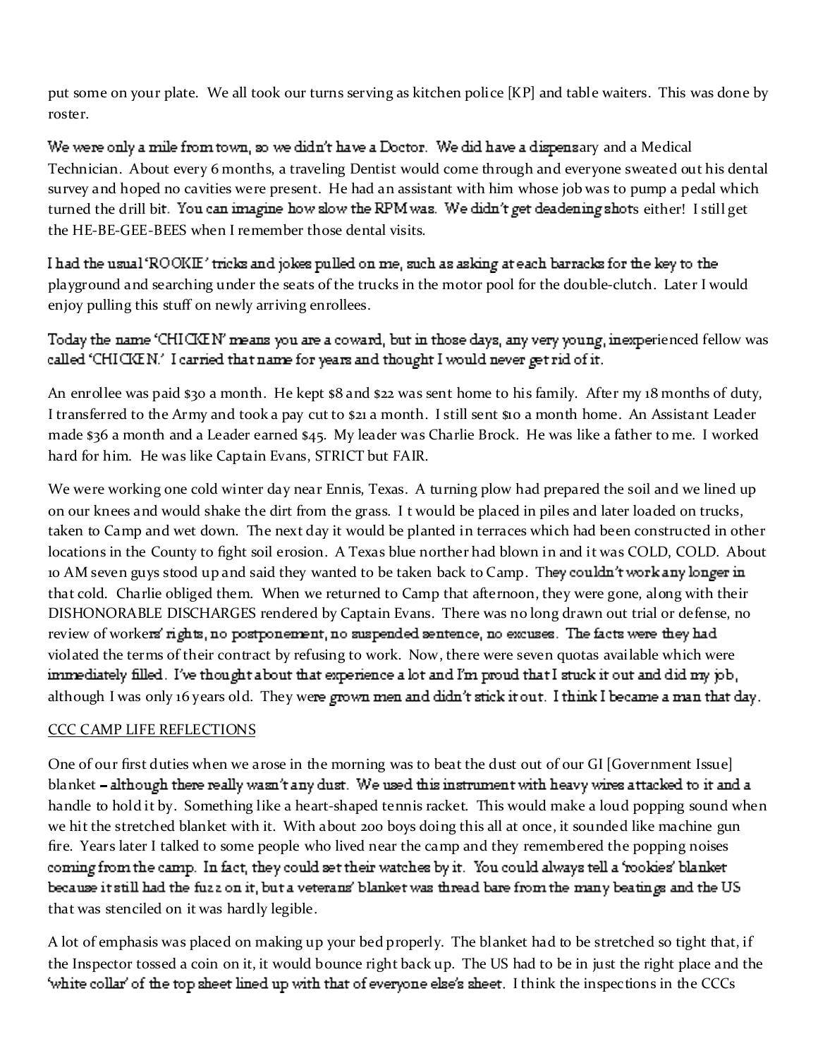put some on your plate. We all took our turns serving as kitchen police [KP] and table waiters. This was done by roster.

We were only a mile from town, so we didn't have a Doctor. We did have a dispensary and a Medical Technician. About every 6 months, a traveling Dentist would come through and everyone sweated out his dental survey and hoped no cavities were present. He had an assistant with him whose job was to pump a pedal which turned the drill bit. You can imagine how slow the RPM was. We didn't get deadening shots either! I still get the HE-BE-GEE-BEES when I remember those dental visits.

I had the usual 'ROOKIE' tricks and jokes pulled on me, such as asking at each barracks for the key to the playground and searching under the seats of the trucks in the motor pool for the double-clutch. Later I would enjoy pulling this stuff on newly arriving enrollees.

Today the name 'CHICKEN' means you are a coward, but in those days, any very young, inexperienced fellow was called 'CHICKEN.' I carried that name for years and thought I would never get rid of it.

An enrollee was paid $30 a month. He kept $8 and $22 was sent home to his family. After my 18 months of duty, I transferred to the Army and took a pay cut to $21 a month. I still sent $10 a month home. An Assistant Leader made $36 a month and a Leader earned $45. My leader was Charlie Brock. He was like a father to me. I worked hard for him. He was like Captain Evans, STRICT but FAIR.

We were working one cold winter day near Ennis, Texas. A turning plow had prepared the soil and we lined up on our knees and would shake the dirt from the grass. I t would be placed in piles and later loaded on trucks, taken to Camp and wet down. The next day it would be planted in terraces which had been constructed in other locations in the County to fight soil erosion. A Texas blue norther had blown in and it was COLD, COLD. About 10 AM seven guys stood up and said they wanted to be taken back to Camp. They couldn't work any longer in that cold. Charlie obliged them. When we returned to Camp that afternoon, they were gone, along with their DISHONORABLE DISCHARGES rendered by Captain Evans. There was no long drawn out trial or defense, no review of workers' rights, no postponement, no suspended sentence, no excuses. The facts were they had violated the terms of their contract by refusing to work. Now, there were seven quotas available which were immediately filled. I've thought about that experience a lot and I'm proud that I stuck it out and did my job, although I was only 16 years old. They were grown men and didn't stick it out. I think I became a man that day.

## CCC CAMP LIFE REFLECTIONS

One of our first duties when we arose in the morning was to beat the dust out of our GI [Government Issue] blanket – although there really wasn't any dust. We used this instrument with heavy wires attacked to it and a handle to hold it by. Something like a heart-shaped tennis racket. This would make a loud popping sound when we hit the stretched blanket with it. With about 200 boys doing this all at once, it sounded like machine gun fire. Years later I talked to some people who lived near the camp and they remembered the popping noises coming from the camp. In fact, they could set their watches by it. You could always tell a 'rookies' blanket because it still had the fuzz on it, but a veterans' blanket was thread bare from the many beatings and the US that was stenciled on it was hardly legible.

A lot of emphasis was placed on making up your bed properly. The blanket had to be stretched so tight that, if the Inspector tossed a coin on it, it would bounce right back up. The US had to be in just the right place and the 'white collar' of the top sheet lined up with that of everyone else's sheet. I think the inspections in the CCCs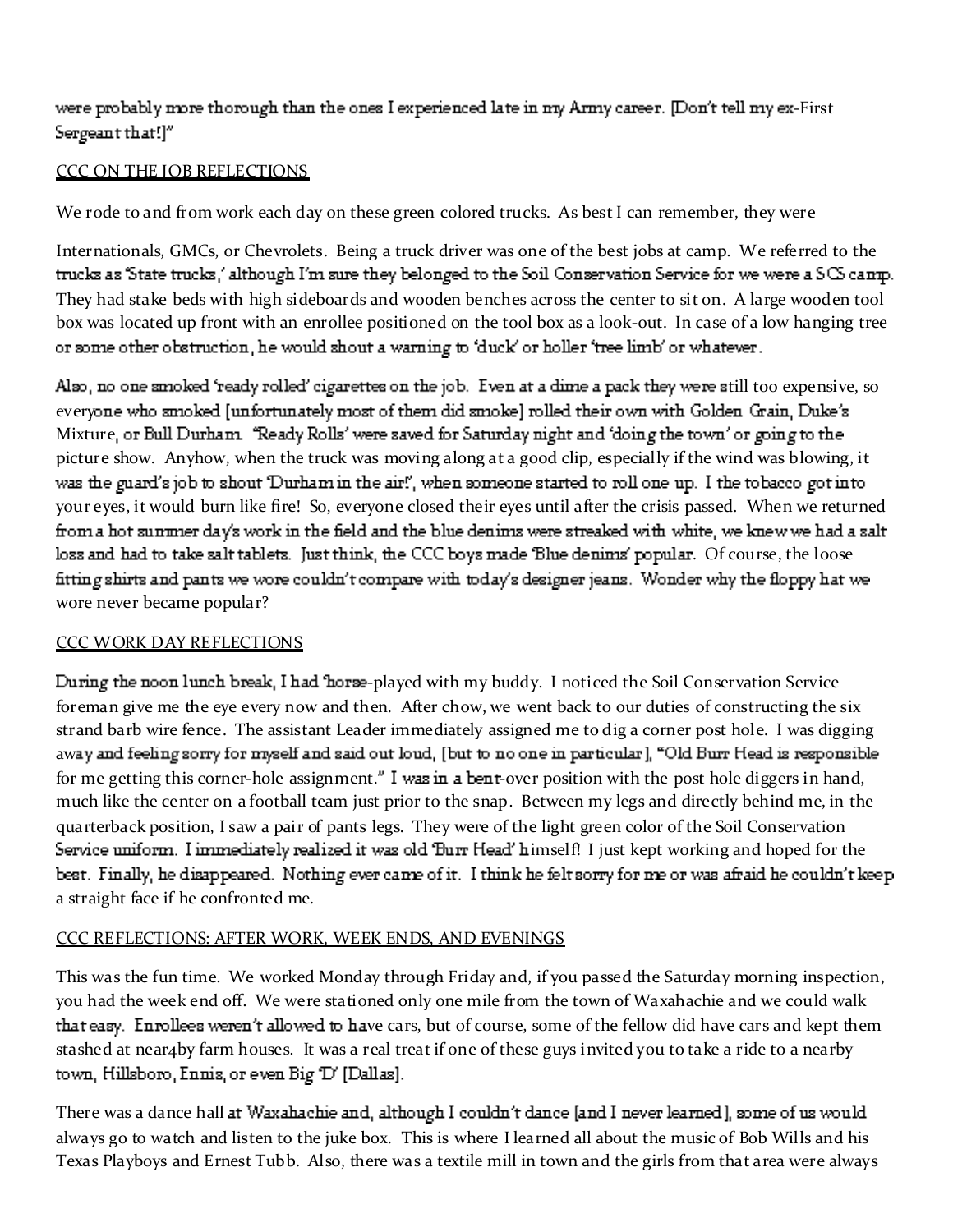were probably more thorough than the ones I experienced late in my Army career. [Don't tell my ex-First Sergeant that!]"

CCC ON THE JOB REFLECTIONS

We rode to and from work each day on these green colored trucks. As best I can remember, they were

Internationals, GMCs, or Chevrolets. Being a truck driver was one of the best jobs at camp. We referred to the trucks as 'State trucks,' although I'm sure they belonged to the Soil Conservation Service for we were a SCS camp. They had stake beds with high sideboards and wooden benches across the center to sit on. A large wooden tool box was located up front with an enrollee positioned on the tool box as a look-out. In case of a low hanging tree or some other obstruction, he would shout a warning to 'duck' or holler 'tree limb' or whatever.

Also, no one smoked 'ready rolled' cigarettes on the job. Even at a dime a pack they were still too expensive, so everyone who smoked [unfortunately most of them did smoke] rolled their own with Golden Grain, Duke's Mixture, or Bull Durham. "Ready Rolls' were saved for Saturday night and 'doing the town' or going to the picture show. Anyhow, when the truck was moving along at a good clip, especially if the wind was blowing, it was the guard's job to shout 'Durham in the air!', when someone started to roll one up. I the tobacco got into your eyes, it would burn like fire! So, everyone closed their eyes until after the crisis passed. When we returned from a hot summer day's work in the field and the blue denims were streaked with white, we knew we had a salt loss and had to take salt tablets. Just think, the CCC boys made 'Blue denims' popular. Of course, the loose fitting shirts and pants we wore couldn't compare with today's designer jeans. Wonder why the floppy hat we wore never became popular?

CCC WORK DAY REFLECTIONS

During the noon lunch break, I had 'horse-played with my buddy. I noticed the Soil Conservation Service foreman give me the eye every now and then. After chow, we went back to our duties of constructing the six strand barb wire fence. The assistant Leader immediately assigned me to dig a corner post hole. I was digging away and feeling sorry for myself and said out loud, [but to no one in particular], "Old Burr Head is responsible for me getting this corner-hole assignment." I was in a bent-over position with the post hole diggers in hand, much like the center on a football team just prior to the snap. Between my legs and directly behind me, in the quarterback position, I saw a pair of pants legs. They were of the light green color of the Soil Conservation Service uniform. I immediately realized it was old 'Burr Head' himself! I just kept working and hoped for the best. Finally, he disappeared. Nothing ever came of it. I think he felt sorry for me or was afraid he couldn't keep a straight face if he confronted me.

CCC REFLECTIONS: AFTER WORK, WEEK ENDS, AND EVENINGS

This was the fun time. We worked Monday through Friday and, if you passed the Saturday morning inspection, you had the week end off. We were stationed only one mile from the town of Waxahachie and we could walk that easy. Enrollees weren't allowed to have cars, but of course, some of the fellow did have cars and kept them stashed at near4by farm houses. It was a real treat if one of these guys invited you to take a ride to a nearby town, Hillsboro, Ennis, or even Big 'D' [Dallas].

There was a dance hall at Waxahachie and, although I couldn't dance [and I never learned], some of us would always go to watch and listen to the juke box. This is where I learned all about the music of Bob Wills and his Texas Playboys and Ernest Tubb. Also, there was a textile mill in town and the girls from that area were always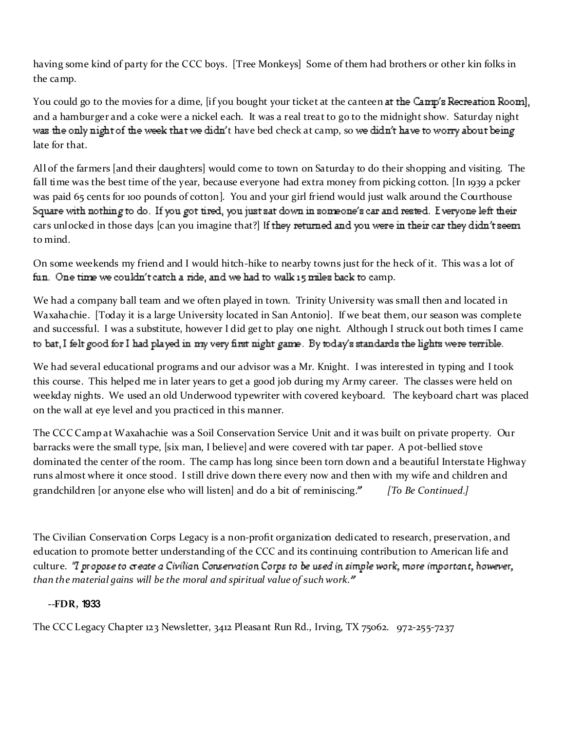having some kind of party for the CCC boys. [Tree Monkeys] Some of them had brothers or other kin folks in the camp.

You could go to the movies for a dime, [if you bought your ticket at the canteen at the Camp's Recreation Room], and a hamburger and a coke were a nickel each. It was a real treat to go to the midnight show. Saturday night was the only night of the week that we didn't have bed check at camp, so we didn't have to worry about being late for that.

All of the farmers [and their daughters] would come to town on Saturday to do their shopping and visiting. The fall time was the best time of the year, because everyone had extra money from picking cotton. [In 1939 a pcker was paid 65 cents for 100 pounds of cotton]. You and your girl friend would just walk around the Courthouse Square with nothing to do. If you got tired, you just sat down in someone's car and rested. Everyone left their cars unlocked in those days [can you imagine that?] If they returned and you were in their car they didn't seem to mind.

On some weekends my friend and I would hitch-hike to nearby towns just for the heck of it. This was a lot of fun. One time we couldn't catch a ride, and we had to walk 15 miles back to camp.

We had a company ball team and we often played in town. Trinity University was small then and located in Waxahachie. [Today it is a large University located in San Antonio]. If we beat them, our season was complete and successful. I was a substitute, however I did get to play one night. Although I struck out both times I came to bat, I felt good for I had played in my very first night game. By today's standards the lights were terrible.

We had several educational programs and our advisor was a Mr. Knight. I was interested in typing and I took this course. This helped me in later years to get a good job during my Army career. The classes were held on weekday nights. We used an old Underwood typewriter with covered keyboard. The keyboard chart was placed on the wall at eye level and you practiced in this manner.

The CCC Camp at Waxahachie was a Soil Conservation Service Unit and it was built on private property. Our barracks were the small type, [six man, I believe] and were covered with tar paper. A pot-bellied stove dominated the center of the room. The camp has long since been torn down and a beautiful Interstate Highway runs almost where it once stood. I still drive down there every now and then with my wife and children and grandchildren [or anyone else who will listen] and do a bit of reminiscing." *[To Be Continued.]*

The Civilian Conservation Corps Legacy is a non-profit organization dedicated to research, preservation, and education to promote better understanding of the CCC and its continuing contribution to American life and culture. *"I propose to create a Civilian Conservation Corps to be used in simple work, more important, however, than the material gains will be the moral and spiritual value of such work."*

--**FDR, 1933**

The CCC Legacy Chapter 123 Newsletter, 3412 Pleasant Run Rd., Irving, TX 75062. 972-255-7237